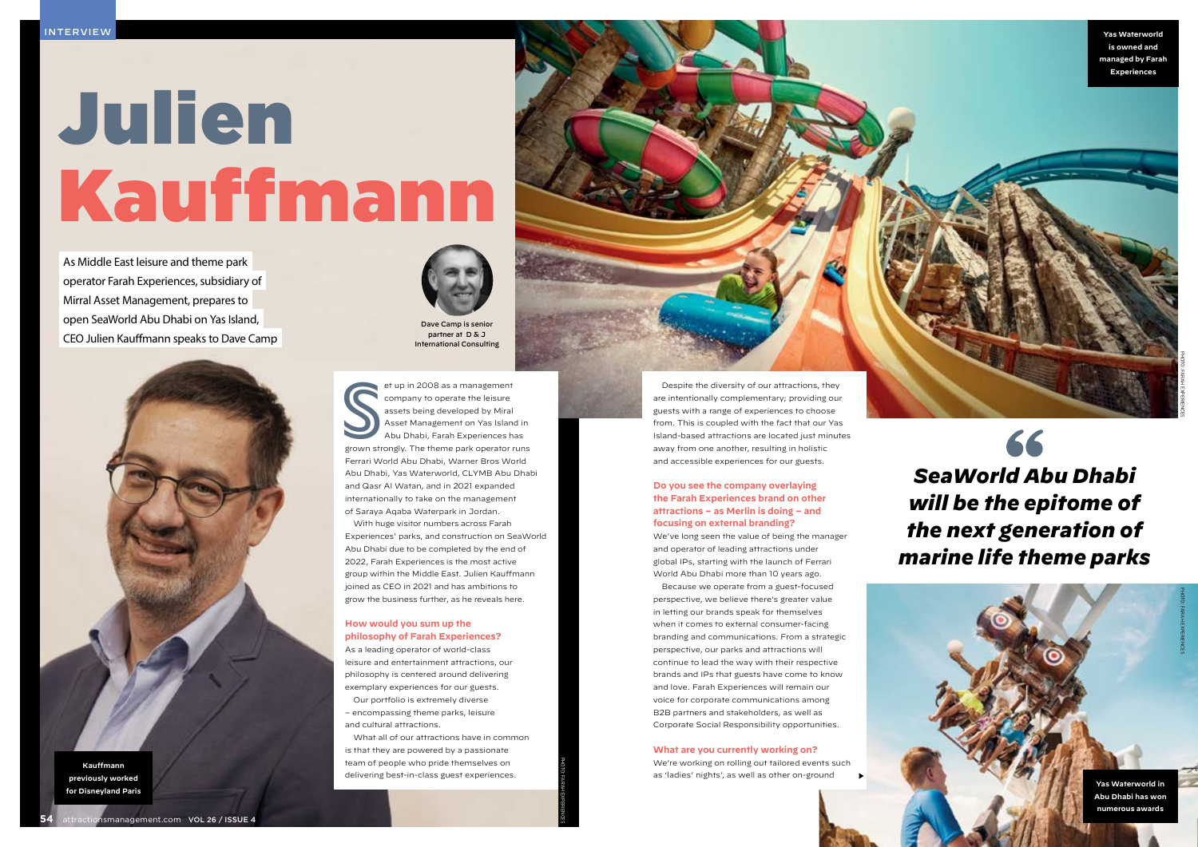INTERVIEW

# Julien Kauffmann

As Middle East leisure and theme park operator Farah Experiences, subsidiary of Mirral Asset Management, prepares to open SeaWorld Abu Dhabi on Yas Island, CEO Julien Kauffmann speaks to Dave Camp

Dave Camp is senior partner at D & J International Consulting

Yas Waterworld is owned and managed by Farah Experiences

Kauffmann previously worked for Disneyland Paris

Set up in 2008 as a management company to operate the leisure assets being developed by Miral Asset Management on Yas Island in Abu Dhabi, Farah Experiences has grown strongly. The theme park operator runs Ferrari World Abu Dhabi, Warner Bros World Abu Dhabi, Yas Waterworld, CLYMB Abu Dhabi and Qasr Al Watan, and in 2021 expanded internationally to take on the management of Saraya Aqaba Waterpark in Jordan.

With huge visitor numbers across Farah Experiences' parks, and construction on SeaWorld Abu Dhabi due to be completed by the end of 2022, Farah Experiences is the most active group within the Middle East. Julien Kauffmann joined as CEO in 2021 and has ambitions to grow the business further, as he reveals here.

**How would you sum up the philosophy of Farah Experiences?**

As a leading operator of world-class leisure and entertainment attractions, our philosophy is centered around delivering exemplary experiences for our guests.

Our portfolio is extremely diverse – encompassing theme parks, leisure and cultural attractions.

What all of our attractions have in common is that they are powered by a passionate team of people who pride themselves on delivering best-in-class guest experiences.

Despite the diversity of our attractions, they are intentionally complementary; providing our guests with a range of experiences to choose from. This is coupled with the fact that our Yas Island-based attractions are located just minutes away from one another, resulting in holistic and accessible experiences for our guests.

**Do you see the company overlaying the Farah Experiences brand on other attractions – as Merlin is doing – and focusing on external branding?**

We've long seen the value of being the manager and operator of leading attractions under global IPs, starting with the launch of Ferrari World Abu Dhabi more than 10 years ago.

Because we operate from a guest-focused perspective, we believe there's greater value in letting our brands speak for themselves when it comes to external consumer-facing branding and communications. From a strategic perspective, our parks and attractions will continue to lead the way with their respective brands and IPs that guests have come to know and love. Farah Experiences will remain our voice for corporate communications among B2B partners and stakeholders, as well as Corporate Social Responsibility opportunities.

> *SeaWorld Abu Dhabi will be the epitome of the next generation of marine life theme parks*

**What are you currently working on?**

We're working on rolling out tailored events such as 'ladies' nights', as well as other on-ground

Yas Waterworld in Abu Dhabi has won numerous awards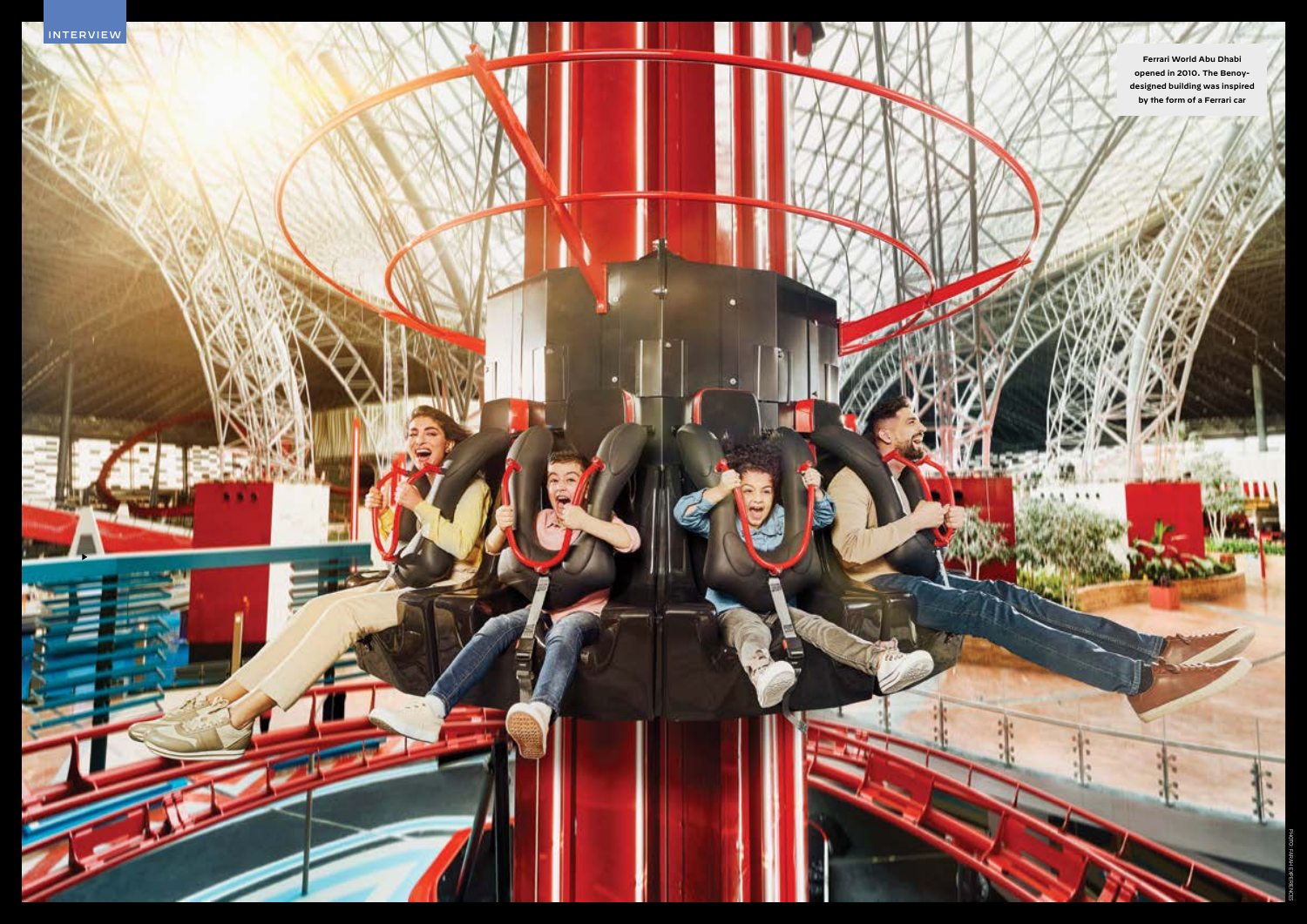Ferrari World Abu Dhabi opened in 2010. The Benoy-designed building was inspired by the form of a Ferrari car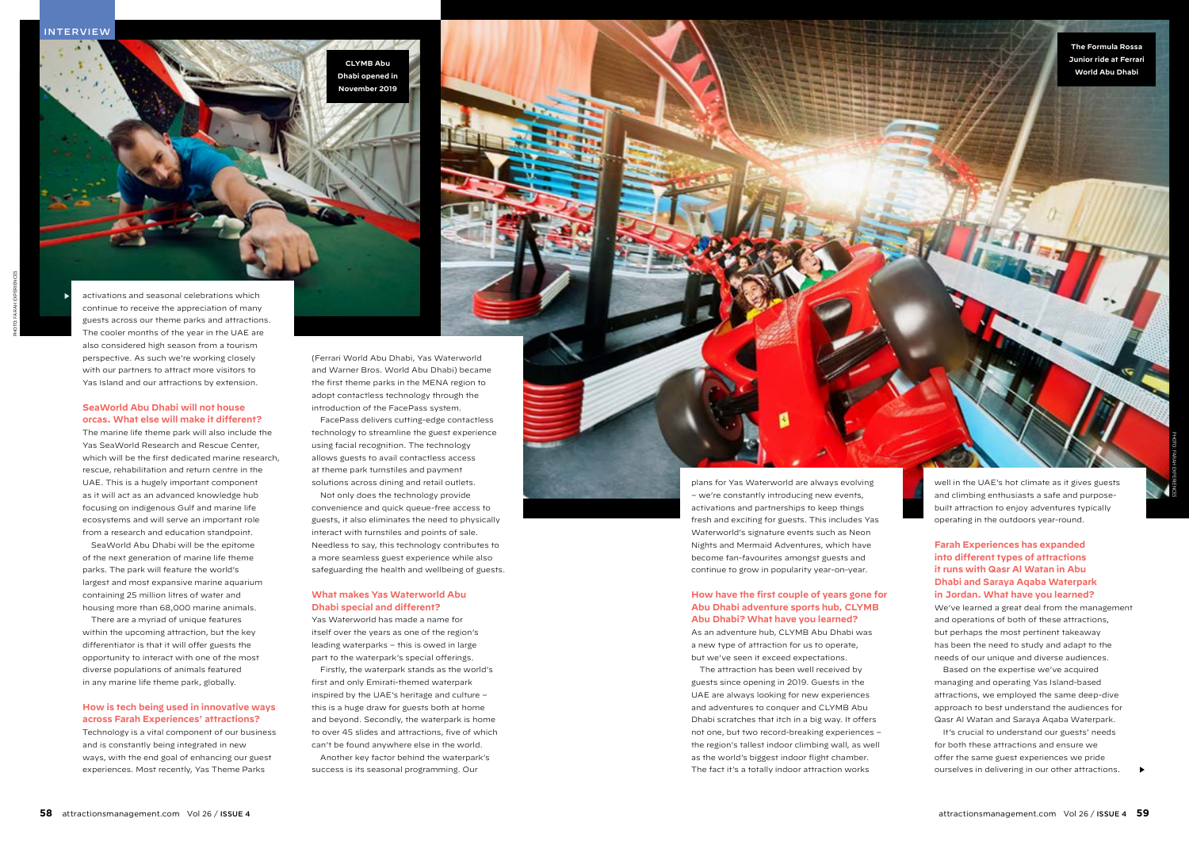CLYMB Abu Dhabi opened in November 2019

The Formula Rossa Junior ride at Ferrari World Abu Dhabi

activations and seasonal celebrations which continue to receive the appreciation of many guests across our theme parks and attractions. The cooler months of the year in the UAE are also considered high season from a tourism perspective. As such we're working closely with our partners to attract more visitors to Yas Island and our attractions by extension.

### SeaWorld Abu Dhabi will not house orcas. What else will make it different?

The marine life theme park will also include the Yas SeaWorld Research and Rescue Center, which will be the first dedicated marine research, rescue, rehabilitation and return centre in the UAE. This is a hugely important component as it will act as an advanced knowledge hub focusing on indigenous Gulf and marine life ecosystems and will serve an important role from a research and education standpoint.

SeaWorld Abu Dhabi will be the epitome of the next generation of marine life theme parks. The park will feature the world's largest and most expansive marine aquarium containing 25 million litres of water and housing more than 68,000 marine animals.

There are a myriad of unique features within the upcoming attraction, but the key differentiator is that it will offer guests the opportunity to interact with one of the most diverse populations of animals featured in any marine life theme park, globally.

### How is tech being used in innovative ways across Farah Experiences' attractions?

Technology is a vital component of our business and is constantly being integrated in new ways, with the end goal of enhancing our guest experiences. Most recently, Yas Theme Parks (Ferrari World Abu Dhabi, Yas Waterworld and Warner Bros. World Abu Dhabi) became the first theme parks in the MENA region to adopt contactless technology through the introduction of the FacePass system.

FacePass delivers cutting-edge contactless technology to streamline the guest experience using facial recognition. The technology allows guests to avail contactless access at theme park turnstiles and payment solutions across dining and retail outlets.

Not only does the technology provide convenience and quick queue-free access to guests, it also eliminates the need to physically interact with turnstiles and points of sale. Needless to say, this technology contributes to a more seamless guest experience while also safeguarding the health and wellbeing of guests.

### What makes Yas Waterworld Abu Dhabi special and different?

Yas Waterworld has made a name for itself over the years as one of the region's leading waterparks – this is owed in large part to the waterpark's special offerings.

Firstly, the waterpark stands as the world's first and only Emirati-themed waterpark inspired by the UAE's heritage and culture – this is a huge draw for guests both at home and beyond. Secondly, the waterpark is home to over 45 slides and attractions, five of which can't be found anywhere else in the world.

Another key factor behind the waterpark's success is its seasonal programming. Our plans for Yas Waterworld are always evolving – we're constantly introducing new events, activations and partnerships to keep things fresh and exciting for guests. This includes Yas Waterworld's signature events such as Neon Nights and Mermaid Adventures, which have become fan-favourites amongst guests and continue to grow in popularity year-on-year.

### How have the first couple of years gone for Abu Dhabi adventure sports hub, CLYMB Abu Dhabi? What have you learned?

As an adventure hub, CLYMB Abu Dhabi was a new type of attraction for us to operate, but we've seen it exceed expectations.

The attraction has been well received by guests since opening in 2019. Guests in the UAE are always looking for new experiences and adventures to conquer and CLYMB Abu Dhabi scratches that itch in a big way. It offers not one, but two record-breaking experiences – the region's tallest indoor climbing wall, as well as the world's biggest indoor flight chamber. The fact it's a totally indoor attraction works well in the UAE's hot climate as it gives guests and climbing enthusiasts a safe and purpose-built attraction to enjoy adventures typically operating in the outdoors year-round.

### Farah Experiences has expanded into different types of attractions it runs with Qasr Al Watan in Abu Dhabi and Saraya Aqaba Waterpark in Jordan. What have you learned?

We've learned a great deal from the management and operations of both of these attractions, but perhaps the most pertinent takeaway has been the need to study and adapt to the needs of our unique and diverse audiences.

Based on the expertise we've acquired managing and operating Yas Island-based attractions, we employed the same deep-dive approach to best understand the audiences for Qasr Al Watan and Saraya Aqaba Waterpark.

It's crucial to understand our guests' needs for both these attractions and ensure we offer the same guest experiences we pride ourselves in delivering in our other attractions.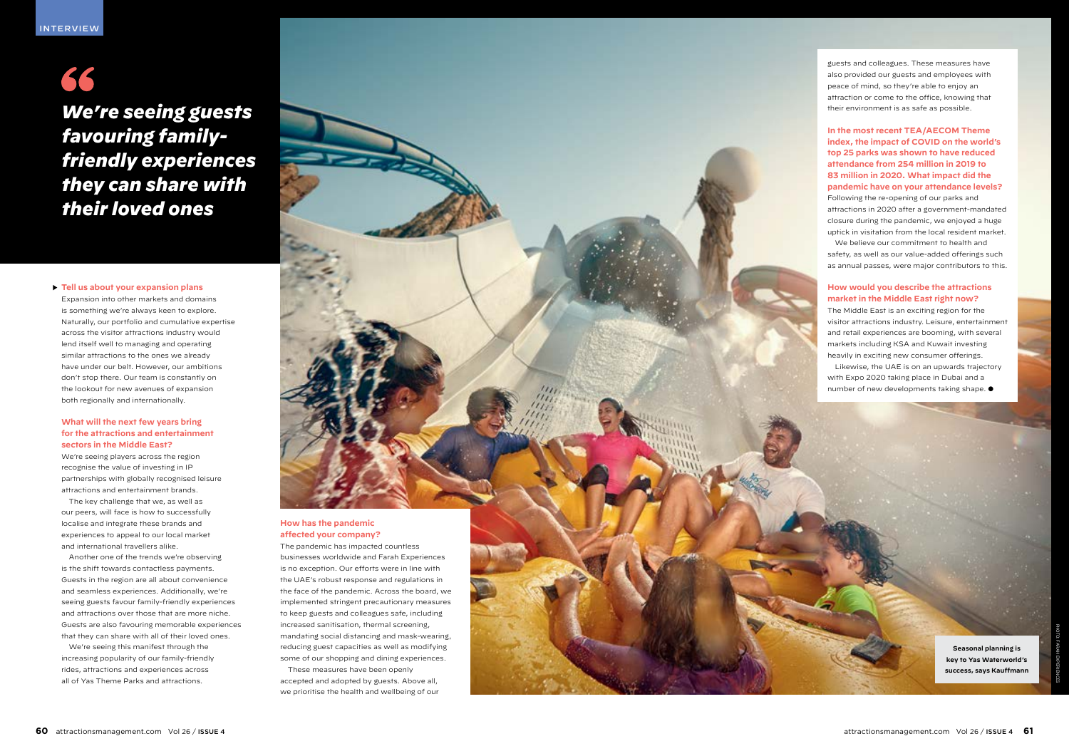INTERVIEW

> *We're seeing guests favouring family-friendly experiences they can share with their loved ones*

**Tell us about your expansion plans**

Expansion into other markets and domains is something we're always keen to explore. Naturally, our portfolio and cumulative expertise across the visitor attractions industry would lend itself well to managing and operating similar attractions to the ones we already have under our belt. However, our ambitions don't stop there. Our team is constantly on the lookout for new avenues of expansion both regionally and internationally.

**What will the next few years bring for the attractions and entertainment sectors in the Middle East?**

We're seeing players across the region recognise the value of investing in IP partnerships with globally recognised leisure attractions and entertainment brands.

The key challenge that we, as well as our peers, will face is how to successfully localise and integrate these brands and experiences to appeal to our local market and international travellers alike.

Another one of the trends we're observing is the shift towards contactless payments. Guests in the region are all about convenience and seamless experiences. Additionally, we're seeing guests favour family-friendly experiences and attractions over those that are more niche. Guests are also favouring memorable experiences that they can share with all of their loved ones.

We're seeing this manifest through the increasing popularity of our family-friendly rides, attractions and experiences across all of Yas Theme Parks and attractions.

**How has the pandemic affected your company?**

The pandemic has impacted countless businesses worldwide and Farah Experiences is no exception. Our efforts were in line with the UAE's robust response and regulations in the face of the pandemic. Across the board, we implemented stringent precautionary measures to keep guests and colleagues safe, including increased sanitisation, thermal screening, mandating social distancing and mask-wearing, reducing guest capacities as well as modifying some of our shopping and dining experiences.

These measures have been openly accepted and adopted by guests. Above all, we prioritise the health and wellbeing of our guests and colleagues. These measures have also provided our guests and employees with peace of mind, so they're able to enjoy an attraction or come to the office, knowing that their environment is as safe as possible.

**In the most recent TEA/AECOM Theme index, the impact of COVID on the world's top 25 parks was shown to have reduced attendance from 254 million in 2019 to 83 million in 2020. What impact did the pandemic have on your attendance levels?**

Following the re-opening of our parks and attractions in 2020 after a government-mandated closure during the pandemic, we enjoyed a huge uptick in visitation from the local resident market.

We believe our commitment to health and safety, as well as our value-added offerings such as annual passes, were major contributors to this.

**How would you describe the attractions market in the Middle East right now?**

The Middle East is an exciting region for the visitor attractions industry. Leisure, entertainment and retail experiences are booming, with several markets including KSA and Kuwait investing heavily in exciting new consumer offerings.

Likewise, the UAE is on an upwards trajectory with Expo 2020 taking place in Dubai and a number of new developments taking shape. ●

**Seasonal planning is key to Yas Waterworld's success, says Kauffmann**

PHOTO: FARAH EXPERIENCES